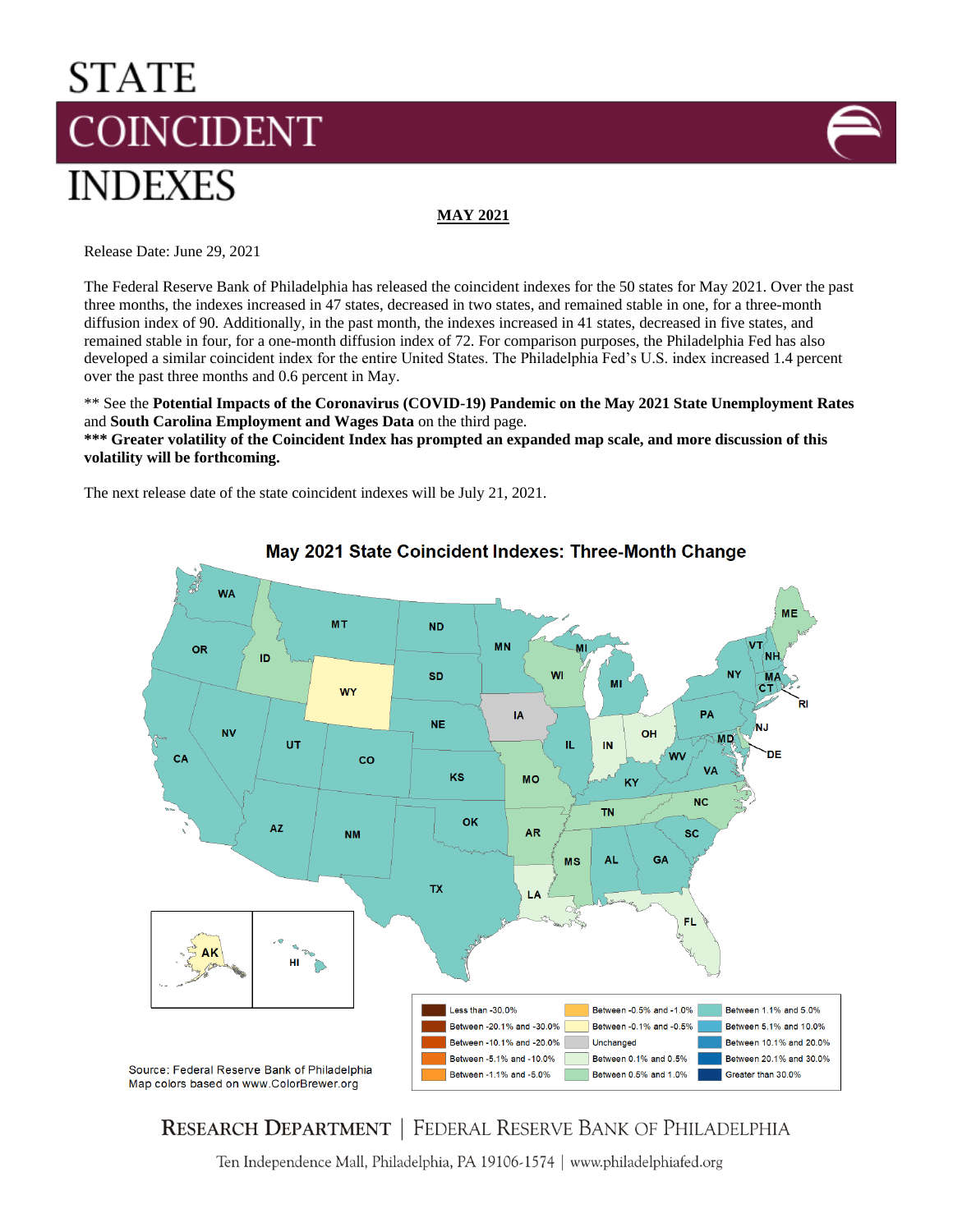# STATE COINCIDENT INDEXES

**MAY 2021**

Release Date: June 29, 2021

The Federal Reserve Bank of Philadelphia has released the coincident indexes for the 50 states for May 2021. Over the past three months, the indexes increased in 47 states, decreased in two states, and remained stable in one, for a three-month diffusion index of 90. Additionally, in the past month, the indexes increased in 41 states, decreased in five states, and remained stable in four, for a one-month diffusion index of 72. For comparison purposes, the Philadelphia Fed has also developed a similar coincident index for the entire United States. The Philadelphia Fed's U.S. index increased 1.4 percent over the past three months and 0.6 percent in May.

** See the **Potential Impacts of the Coronavirus (COVID-19) Pandemic on the May 2021 State Unemployment Rates** and **South Carolina Employment and Wages Data** on the third page.

**\*\*\* Greater volatility of the Coincident Index has prompted an expanded map scale, and more discussion of this volatility will be forthcoming.**

The next release date of the state coincident indexes will be July 21, 2021.

**May 2021 State Coincident Indexes: Three-Month Change**

| | | |
|---|---|---|
| Less than -30.0% | Between -0.5% and -1.0% | Between 1.1% and 5.0% |
| Between -20.1% and -30.0% | Between -0.1% and -0.5% | Between 5.1% and 10.0% |
| Between -10.1% and -20.0% | Unchanged | Between 10.1% and 20.0% |
| Between -5.1% and -10.0% | Between 0.1% and 0.5% | Between 20.1% and 30.0% |
| Between -1.1% and -5.0% | Between 0.5% and 1.0% | Greater than 30.0% |

Source: Federal Reserve Bank of Philadelphia
Map colors based on www.ColorBrewer.org

RESEARCH DEPARTMENT | FEDERAL RESERVE BANK OF PHILADELPHIA

Ten Independence Mall, Philadelphia, PA 19106-1574 | www.philadelphiafed.org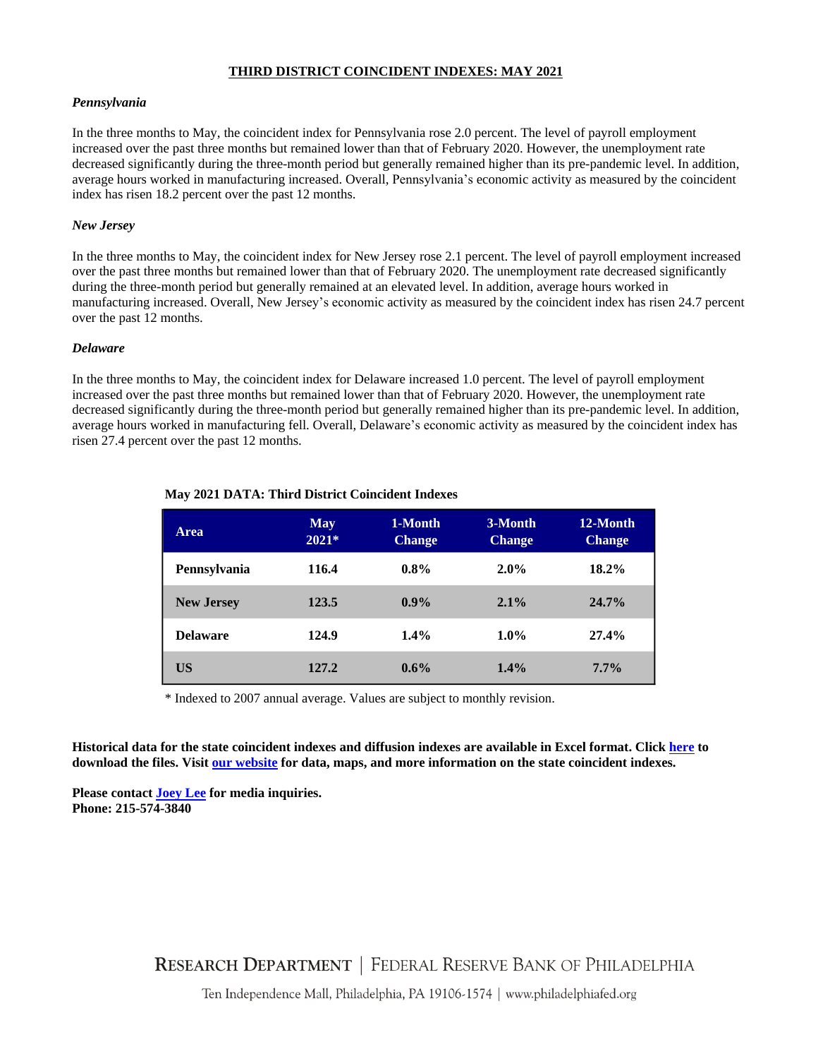## THIRD DISTRICT COINCIDENT INDEXES: MAY 2021

### *Pennsylvania*

In the three months to May, the coincident index for Pennsylvania rose 2.0 percent. The level of payroll employment increased over the past three months but remained lower than that of February 2020. However, the unemployment rate decreased significantly during the three-month period but generally remained higher than its pre-pandemic level. In addition, average hours worked in manufacturing increased. Overall, Pennsylvania's economic activity as measured by the coincident index has risen 18.2 percent over the past 12 months.

### *New Jersey*

In the three months to May, the coincident index for New Jersey rose 2.1 percent. The level of payroll employment increased over the past three months but remained lower than that of February 2020. The unemployment rate decreased significantly during the three-month period but generally remained at an elevated level. In addition, average hours worked in manufacturing increased. Overall, New Jersey's economic activity as measured by the coincident index has risen 24.7 percent over the past 12 months.

### *Delaware*

In the three months to May, the coincident index for Delaware increased 1.0 percent. The level of payroll employment increased over the past three months but remained lower than that of February 2020. However, the unemployment rate decreased significantly during the three-month period but generally remained higher than its pre-pandemic level. In addition, average hours worked in manufacturing fell. Overall, Delaware's economic activity as measured by the coincident index has risen 27.4 percent over the past 12 months.

**May 2021 DATA: Third District Coincident Indexes**

| Area | May 2021* | 1-Month Change | 3-Month Change | 12-Month Change |
|---|---|---|---|---|
| Pennsylvania | 116.4 | 0.8% | 2.0% | 18.2% |
| New Jersey | 123.5 | 0.9% | 2.1% | 24.7% |
| Delaware | 124.9 | 1.4% | 1.0% | 27.4% |
| US | 127.2 | 0.6% | 1.4% | 7.7% |

* Indexed to 2007 annual average. Values are subject to monthly revision.

**Historical data for the state coincident indexes and diffusion indexes are available in Excel format. Click here to download the files. Visit our website for data, maps, and more information on the state coincident indexes.**

**Please contact Joey Lee for media inquiries.**
**Phone: 215-574-3840**

RESEARCH DEPARTMENT | FEDERAL RESERVE BANK OF PHILADELPHIA

Ten Independence Mall, Philadelphia, PA 19106-1574 | www.philadelphiafed.org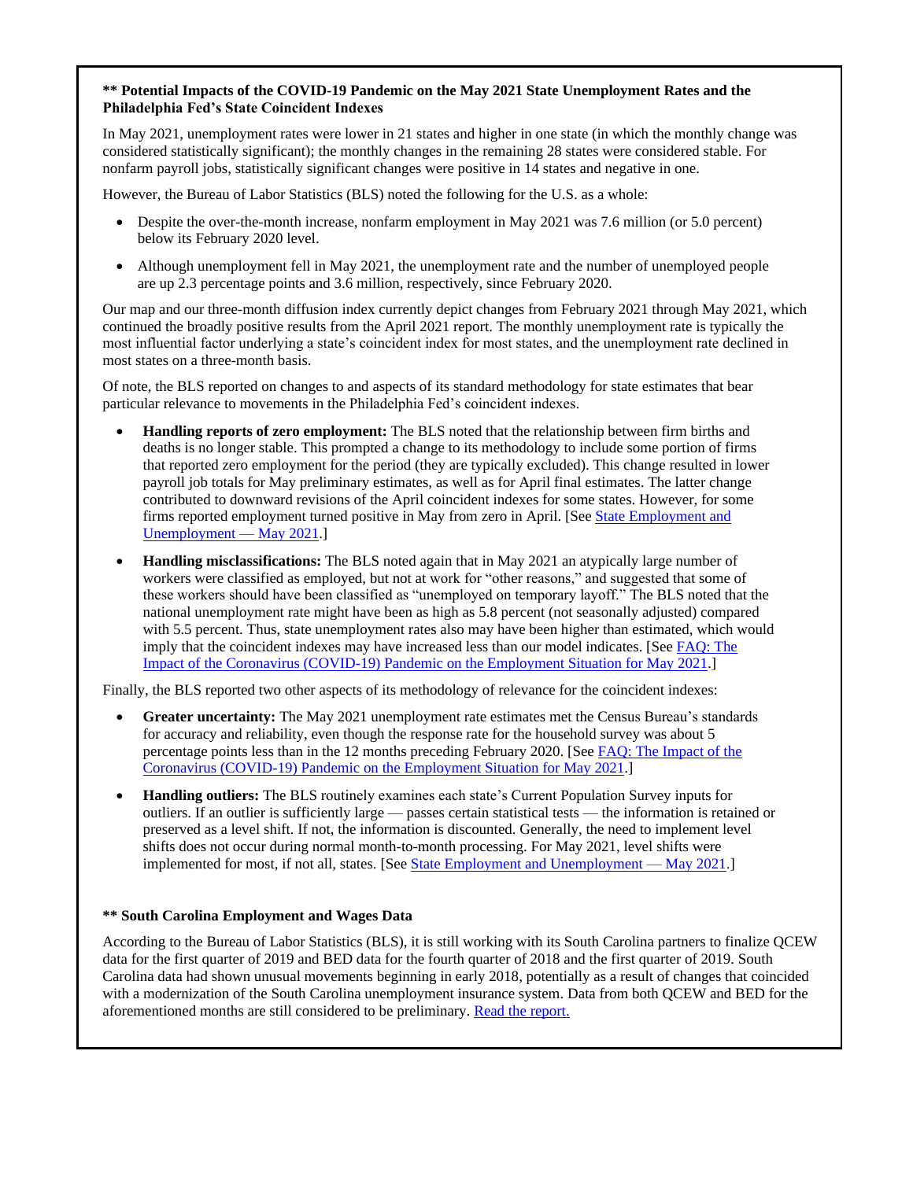**** Potential Impacts of the COVID-19 Pandemic on the May 2021 State Unemployment Rates and the Philadelphia Fed's State Coincident Indexes**

In May 2021, unemployment rates were lower in 21 states and higher in one state (in which the monthly change was considered statistically significant); the monthly changes in the remaining 28 states were considered stable. For nonfarm payroll jobs, statistically significant changes were positive in 14 states and negative in one.

However, the Bureau of Labor Statistics (BLS) noted the following for the U.S. as a whole:

- Despite the over-the-month increase, nonfarm employment in May 2021 was 7.6 million (or 5.0 percent) below its February 2020 level.
- Although unemployment fell in May 2021, the unemployment rate and the number of unemployed people are up 2.3 percentage points and 3.6 million, respectively, since February 2020.

Our map and our three-month diffusion index currently depict changes from February 2021 through May 2021, which continued the broadly positive results from the April 2021 report. The monthly unemployment rate is typically the most influential factor underlying a state's coincident index for most states, and the unemployment rate declined in most states on a three-month basis.

Of note, the BLS reported on changes to and aspects of its standard methodology for state estimates that bear particular relevance to movements in the Philadelphia Fed's coincident indexes.

- **Handling reports of zero employment:** The BLS noted that the relationship between firm births and deaths is no longer stable. This prompted a change to its methodology to include some portion of firms that reported zero employment for the period (they are typically excluded). This change resulted in lower payroll job totals for May preliminary estimates, as well as for April final estimates. The latter change contributed to downward revisions of the April coincident indexes for some states. However, for some firms reported employment turned positive in May from zero in April. [See State Employment and Unemployment — May 2021.]
- **Handling misclassifications:** The BLS noted again that in May 2021 an atypically large number of workers were classified as employed, but not at work for "other reasons," and suggested that some of these workers should have been classified as "unemployed on temporary layoff." The BLS noted that the national unemployment rate might have been as high as 5.8 percent (not seasonally adjusted) compared with 5.5 percent. Thus, state unemployment rates also may have been higher than estimated, which would imply that the coincident indexes may have increased less than our model indicates. [See FAQ: The Impact of the Coronavirus (COVID-19) Pandemic on the Employment Situation for May 2021.]

Finally, the BLS reported two other aspects of its methodology of relevance for the coincident indexes:

- **Greater uncertainty:** The May 2021 unemployment rate estimates met the Census Bureau's standards for accuracy and reliability, even though the response rate for the household survey was about 5 percentage points less than in the 12 months preceding February 2020. [See FAQ: The Impact of the Coronavirus (COVID-19) Pandemic on the Employment Situation for May 2021.]
- **Handling outliers:** The BLS routinely examines each state's Current Population Survey inputs for outliers. If an outlier is sufficiently large — passes certain statistical tests — the information is retained or preserved as a level shift. If not, the information is discounted. Generally, the need to implement level shifts does not occur during normal month-to-month processing. For May 2021, level shifts were implemented for most, if not all, states. [See State Employment and Unemployment — May 2021.]

**** South Carolina Employment and Wages Data**

According to the Bureau of Labor Statistics (BLS), it is still working with its South Carolina partners to finalize QCEW data for the first quarter of 2019 and BED data for the fourth quarter of 2018 and the first quarter of 2019. South Carolina data had shown unusual movements beginning in early 2018, potentially as a result of changes that coincided with a modernization of the South Carolina unemployment insurance system. Data from both QCEW and BED for the aforementioned months are still considered to be preliminary. Read the report.